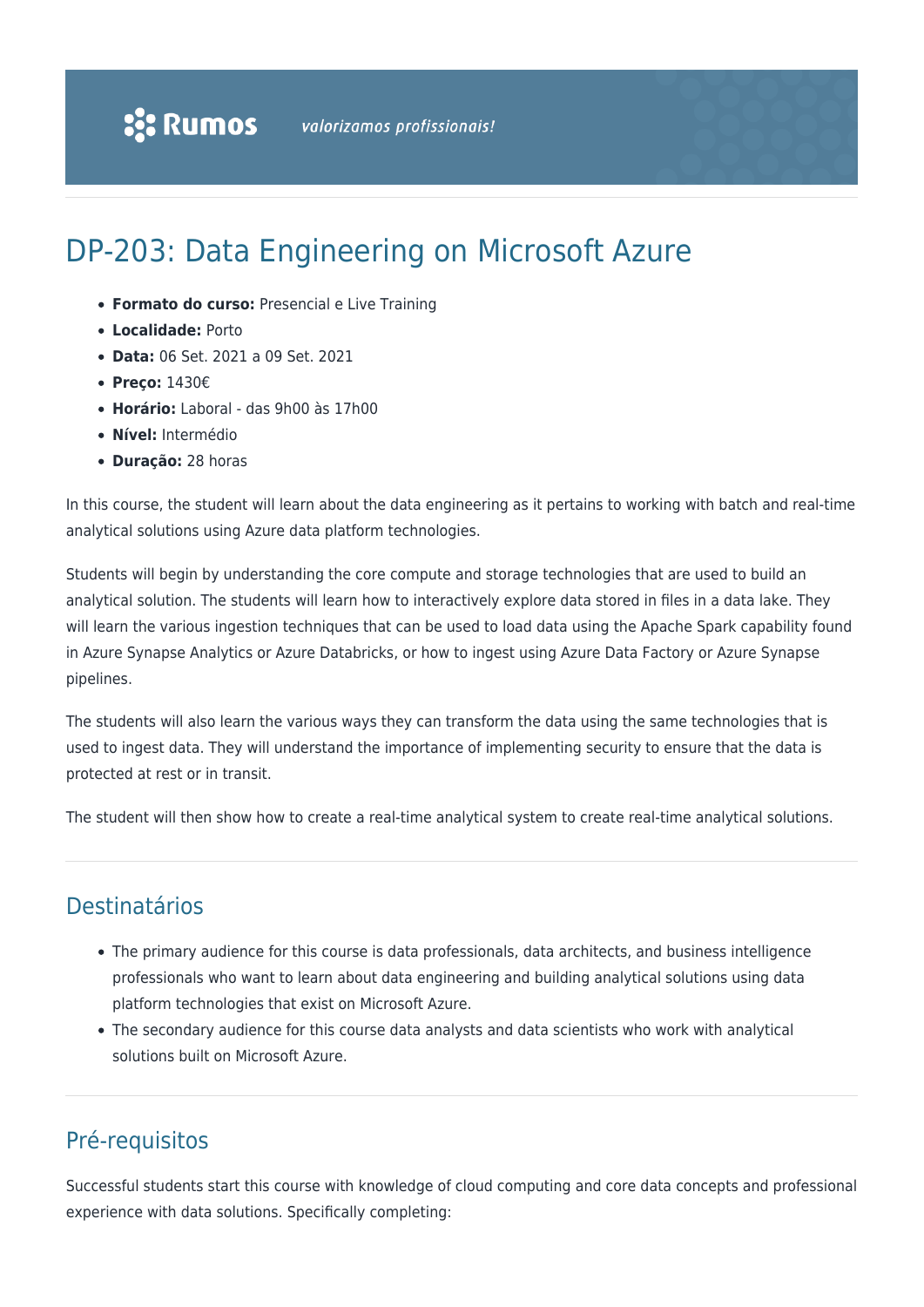# DP-203: Data Engineering on Microsoft Azure

- **Formato do curso:** Presencial e Live Training
- **Localidade:** Porto
- **Data:** 06 Set. 2021 a 09 Set. 2021
- **Preço:** 1430€
- **Horário:** Laboral - das 9h00 às 17h00
- **Nível:** Intermédio
- **Duração:** 28 horas

In this course, the student will learn about the data engineering as it pertains to working with batch and real-time analytical solutions using Azure data platform technologies.

Students will begin by understanding the core compute and storage technologies that are used to build an analytical solution. The students will learn how to interactively explore data stored in files in a data lake. They will learn the various ingestion techniques that can be used to load data using the Apache Spark capability found in Azure Synapse Analytics or Azure Databricks, or how to ingest using Azure Data Factory or Azure Synapse pipelines.

The students will also learn the various ways they can transform the data using the same technologies that is used to ingest data. They will understand the importance of implementing security to ensure that the data is protected at rest or in transit.

The student will then show how to create a real-time analytical system to create real-time analytical solutions.

## Destinatários

- The primary audience for this course is data professionals, data architects, and business intelligence professionals who want to learn about data engineering and building analytical solutions using data platform technologies that exist on Microsoft Azure.
- The secondary audience for this course data analysts and data scientists who work with analytical solutions built on Microsoft Azure.

## Pré-requisitos

Successful students start this course with knowledge of cloud computing and core data concepts and professional experience with data solutions. Specifically completing: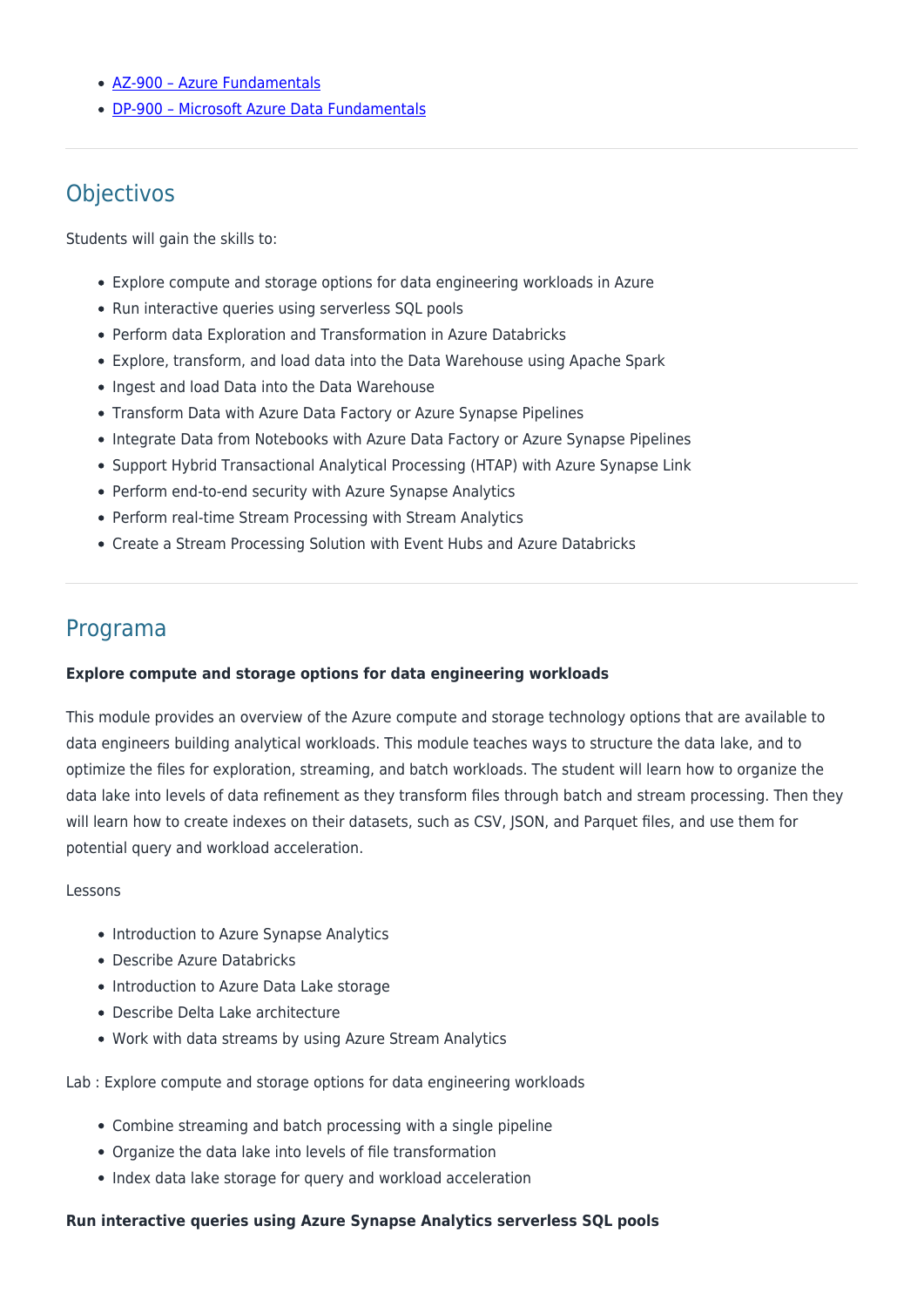- [AZ-900 – Azure Fundamentals]()
- [DP-900 – Microsoft Azure Data Fundamentals]()

---

## Objectivos

Students will gain the skills to:

- Explore compute and storage options for data engineering workloads in Azure
- Run interactive queries using serverless SQL pools
- Perform data Exploration and Transformation in Azure Databricks
- Explore, transform, and load data into the Data Warehouse using Apache Spark
- Ingest and load Data into the Data Warehouse
- Transform Data with Azure Data Factory or Azure Synapse Pipelines
- Integrate Data from Notebooks with Azure Data Factory or Azure Synapse Pipelines
- Support Hybrid Transactional Analytical Processing (HTAP) with Azure Synapse Link
- Perform end-to-end security with Azure Synapse Analytics
- Perform real-time Stream Processing with Stream Analytics
- Create a Stream Processing Solution with Event Hubs and Azure Databricks

---

## Programa

**Explore compute and storage options for data engineering workloads**

This module provides an overview of the Azure compute and storage technology options that are available to data engineers building analytical workloads. This module teaches ways to structure the data lake, and to optimize the files for exploration, streaming, and batch workloads. The student will learn how to organize the data lake into levels of data refinement as they transform files through batch and stream processing. Then they will learn how to create indexes on their datasets, such as CSV, JSON, and Parquet files, and use them for potential query and workload acceleration.

Lessons

- Introduction to Azure Synapse Analytics
- Describe Azure Databricks
- Introduction to Azure Data Lake storage
- Describe Delta Lake architecture
- Work with data streams by using Azure Stream Analytics

Lab : Explore compute and storage options for data engineering workloads

- Combine streaming and batch processing with a single pipeline
- Organize the data lake into levels of file transformation
- Index data lake storage for query and workload acceleration

**Run interactive queries using Azure Synapse Analytics serverless SQL pools**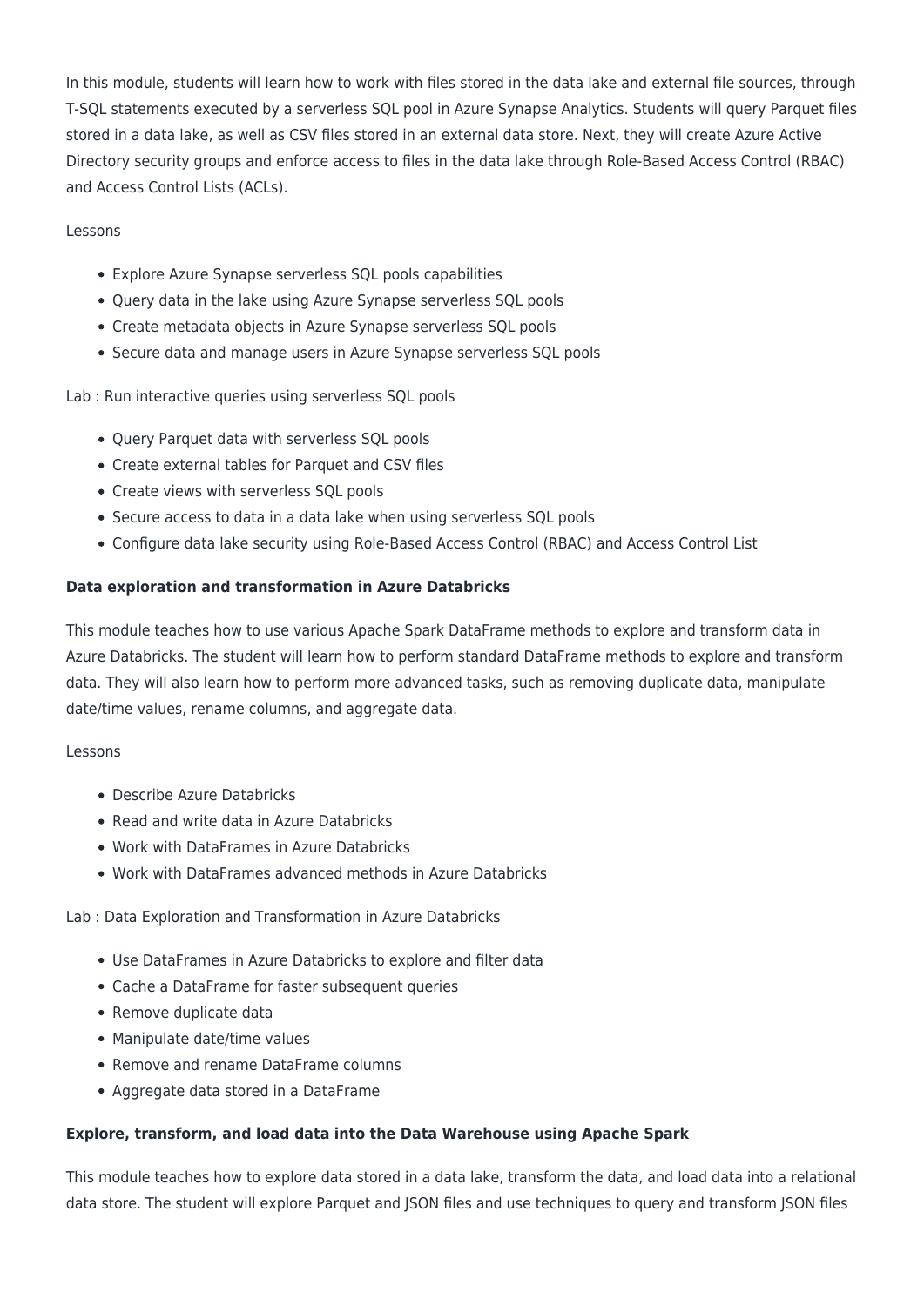In this module, students will learn how to work with files stored in the data lake and external file sources, through T-SQL statements executed by a serverless SQL pool in Azure Synapse Analytics. Students will query Parquet files stored in a data lake, as well as CSV files stored in an external data store. Next, they will create Azure Active Directory security groups and enforce access to files in the data lake through Role-Based Access Control (RBAC) and Access Control Lists (ACLs).

Lessons

- Explore Azure Synapse serverless SQL pools capabilities
- Query data in the lake using Azure Synapse serverless SQL pools
- Create metadata objects in Azure Synapse serverless SQL pools
- Secure data and manage users in Azure Synapse serverless SQL pools

Lab : Run interactive queries using serverless SQL pools

- Query Parquet data with serverless SQL pools
- Create external tables for Parquet and CSV files
- Create views with serverless SQL pools
- Secure access to data in a data lake when using serverless SQL pools
- Configure data lake security using Role-Based Access Control (RBAC) and Access Control List

**Data exploration and transformation in Azure Databricks**

This module teaches how to use various Apache Spark DataFrame methods to explore and transform data in Azure Databricks. The student will learn how to perform standard DataFrame methods to explore and transform data. They will also learn how to perform more advanced tasks, such as removing duplicate data, manipulate date/time values, rename columns, and aggregate data.

Lessons

- Describe Azure Databricks
- Read and write data in Azure Databricks
- Work with DataFrames in Azure Databricks
- Work with DataFrames advanced methods in Azure Databricks

Lab : Data Exploration and Transformation in Azure Databricks

- Use DataFrames in Azure Databricks to explore and filter data
- Cache a DataFrame for faster subsequent queries
- Remove duplicate data
- Manipulate date/time values
- Remove and rename DataFrame columns
- Aggregate data stored in a DataFrame

**Explore, transform, and load data into the Data Warehouse using Apache Spark**

This module teaches how to explore data stored in a data lake, transform the data, and load data into a relational data store. The student will explore Parquet and JSON files and use techniques to query and transform JSON files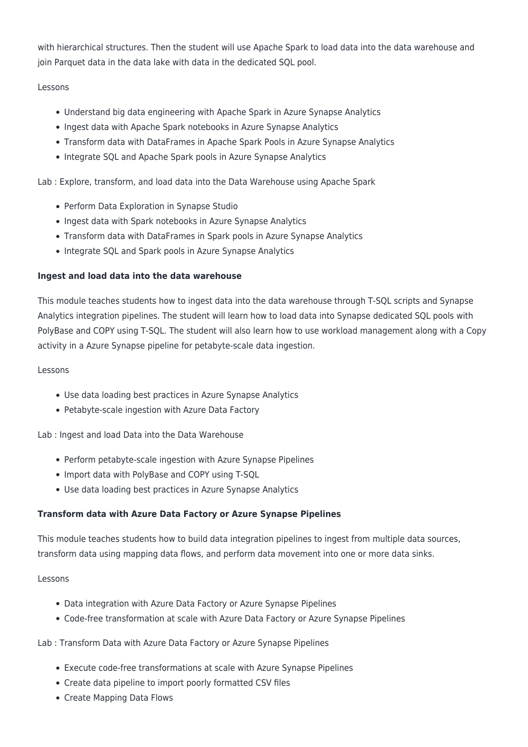with hierarchical structures. Then the student will use Apache Spark to load data into the data warehouse and join Parquet data in the data lake with data in the dedicated SQL pool.

Lessons

- Understand big data engineering with Apache Spark in Azure Synapse Analytics
- Ingest data with Apache Spark notebooks in Azure Synapse Analytics
- Transform data with DataFrames in Apache Spark Pools in Azure Synapse Analytics
- Integrate SQL and Apache Spark pools in Azure Synapse Analytics

Lab : Explore, transform, and load data into the Data Warehouse using Apache Spark

- Perform Data Exploration in Synapse Studio
- Ingest data with Spark notebooks in Azure Synapse Analytics
- Transform data with DataFrames in Spark pools in Azure Synapse Analytics
- Integrate SQL and Spark pools in Azure Synapse Analytics

**Ingest and load data into the data warehouse**

This module teaches students how to ingest data into the data warehouse through T-SQL scripts and Synapse Analytics integration pipelines. The student will learn how to load data into Synapse dedicated SQL pools with PolyBase and COPY using T-SQL. The student will also learn how to use workload management along with a Copy activity in a Azure Synapse pipeline for petabyte-scale data ingestion.

Lessons

- Use data loading best practices in Azure Synapse Analytics
- Petabyte-scale ingestion with Azure Data Factory

Lab : Ingest and load Data into the Data Warehouse

- Perform petabyte-scale ingestion with Azure Synapse Pipelines
- Import data with PolyBase and COPY using T-SQL
- Use data loading best practices in Azure Synapse Analytics

**Transform data with Azure Data Factory or Azure Synapse Pipelines**

This module teaches students how to build data integration pipelines to ingest from multiple data sources, transform data using mapping data flows, and perform data movement into one or more data sinks.

Lessons

- Data integration with Azure Data Factory or Azure Synapse Pipelines
- Code-free transformation at scale with Azure Data Factory or Azure Synapse Pipelines

Lab : Transform Data with Azure Data Factory or Azure Synapse Pipelines

- Execute code-free transformations at scale with Azure Synapse Pipelines
- Create data pipeline to import poorly formatted CSV files
- Create Mapping Data Flows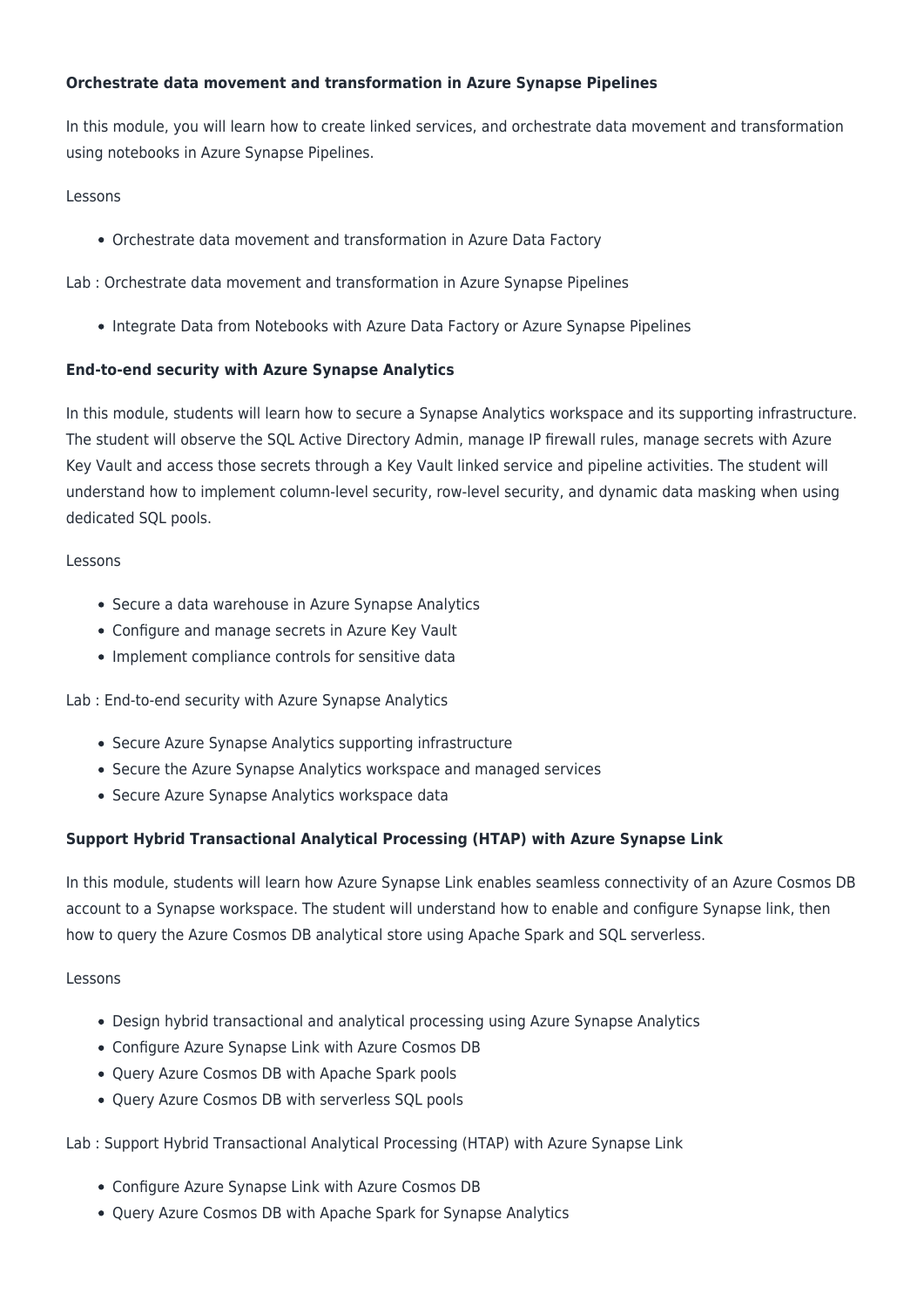**Orchestrate data movement and transformation in Azure Synapse Pipelines**

In this module, you will learn how to create linked services, and orchestrate data movement and transformation using notebooks in Azure Synapse Pipelines.

Lessons

- Orchestrate data movement and transformation in Azure Data Factory

Lab : Orchestrate data movement and transformation in Azure Synapse Pipelines

- Integrate Data from Notebooks with Azure Data Factory or Azure Synapse Pipelines

**End-to-end security with Azure Synapse Analytics**

In this module, students will learn how to secure a Synapse Analytics workspace and its supporting infrastructure. The student will observe the SQL Active Directory Admin, manage IP firewall rules, manage secrets with Azure Key Vault and access those secrets through a Key Vault linked service and pipeline activities. The student will understand how to implement column-level security, row-level security, and dynamic data masking when using dedicated SQL pools.

Lessons

- Secure a data warehouse in Azure Synapse Analytics
- Configure and manage secrets in Azure Key Vault
- Implement compliance controls for sensitive data

Lab : End-to-end security with Azure Synapse Analytics

- Secure Azure Synapse Analytics supporting infrastructure
- Secure the Azure Synapse Analytics workspace and managed services
- Secure Azure Synapse Analytics workspace data

**Support Hybrid Transactional Analytical Processing (HTAP) with Azure Synapse Link**

In this module, students will learn how Azure Synapse Link enables seamless connectivity of an Azure Cosmos DB account to a Synapse workspace. The student will understand how to enable and configure Synapse link, then how to query the Azure Cosmos DB analytical store using Apache Spark and SQL serverless.

Lessons

- Design hybrid transactional and analytical processing using Azure Synapse Analytics
- Configure Azure Synapse Link with Azure Cosmos DB
- Query Azure Cosmos DB with Apache Spark pools
- Query Azure Cosmos DB with serverless SQL pools

Lab : Support Hybrid Transactional Analytical Processing (HTAP) with Azure Synapse Link

- Configure Azure Synapse Link with Azure Cosmos DB
- Query Azure Cosmos DB with Apache Spark for Synapse Analytics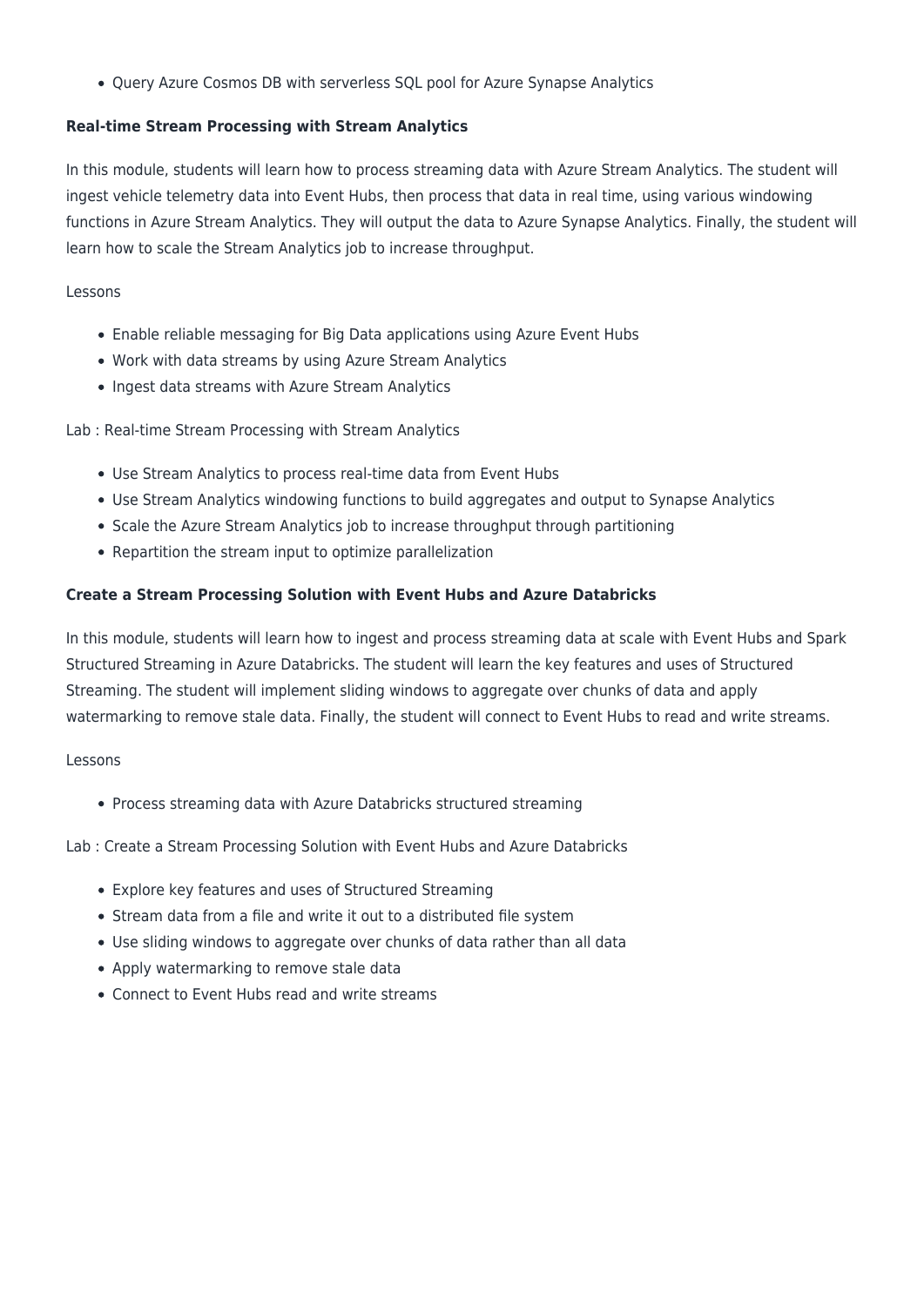- Query Azure Cosmos DB with serverless SQL pool for Azure Synapse Analytics

**Real-time Stream Processing with Stream Analytics**

In this module, students will learn how to process streaming data with Azure Stream Analytics. The student will ingest vehicle telemetry data into Event Hubs, then process that data in real time, using various windowing functions in Azure Stream Analytics. They will output the data to Azure Synapse Analytics. Finally, the student will learn how to scale the Stream Analytics job to increase throughput.

Lessons

- Enable reliable messaging for Big Data applications using Azure Event Hubs
- Work with data streams by using Azure Stream Analytics
- Ingest data streams with Azure Stream Analytics

Lab : Real-time Stream Processing with Stream Analytics

- Use Stream Analytics to process real-time data from Event Hubs
- Use Stream Analytics windowing functions to build aggregates and output to Synapse Analytics
- Scale the Azure Stream Analytics job to increase throughput through partitioning
- Repartition the stream input to optimize parallelization

**Create a Stream Processing Solution with Event Hubs and Azure Databricks**

In this module, students will learn how to ingest and process streaming data at scale with Event Hubs and Spark Structured Streaming in Azure Databricks. The student will learn the key features and uses of Structured Streaming. The student will implement sliding windows to aggregate over chunks of data and apply watermarking to remove stale data. Finally, the student will connect to Event Hubs to read and write streams.

Lessons

- Process streaming data with Azure Databricks structured streaming

Lab : Create a Stream Processing Solution with Event Hubs and Azure Databricks

- Explore key features and uses of Structured Streaming
- Stream data from a file and write it out to a distributed file system
- Use sliding windows to aggregate over chunks of data rather than all data
- Apply watermarking to remove stale data
- Connect to Event Hubs read and write streams